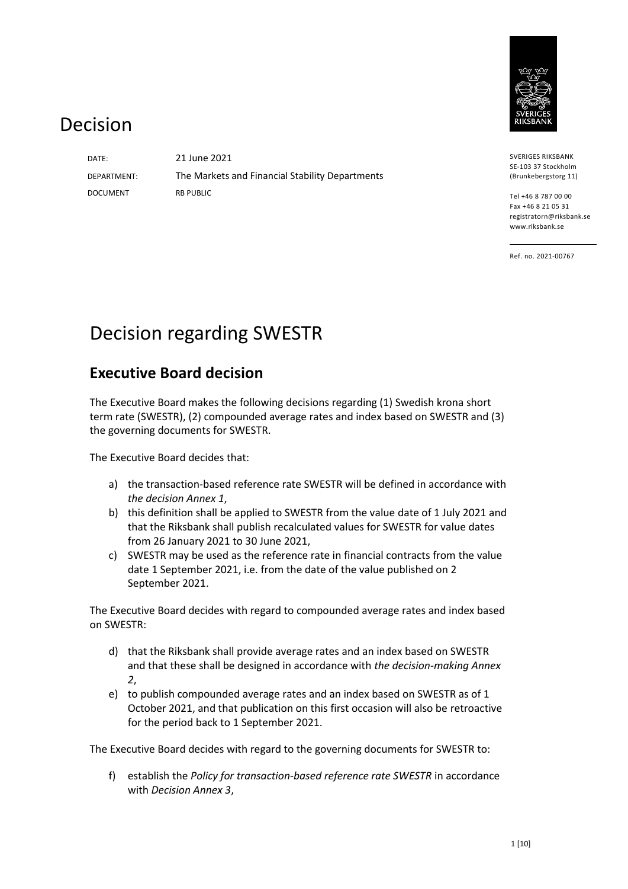# Decision

DATE: 21 June 2021

DEPARTMENT: The Markets and Financial Stability Departments

DOCUMENT RB PUBLIC

SVERIGES RIKSBANK
SE-103 37 Stockholm
(Brunkebergstorg 11)

Tel +46 8 787 00 00
Fax +46 8 21 05 31
registratorn@riksbank.se
www.riksbank.se

Ref. no. 2021-00767

# Decision regarding SWESTR

## Executive Board decision

The Executive Board makes the following decisions regarding (1) Swedish krona short term rate (SWESTR), (2) compounded average rates and index based on SWESTR and (3) the governing documents for SWESTR.

The Executive Board decides that:

a) the transaction-based reference rate SWESTR will be defined in accordance with *the decision Annex 1*,
b) this definition shall be applied to SWESTR from the value date of 1 July 2021 and that the Riksbank shall publish recalculated values for SWESTR for value dates from 26 January 2021 to 30 June 2021,
c) SWESTR may be used as the reference rate in financial contracts from the value date 1 September 2021, i.e. from the date of the value published on 2 September 2021.

The Executive Board decides with regard to compounded average rates and index based on SWESTR:

d) that the Riksbank shall provide average rates and an index based on SWESTR and that these shall be designed in accordance with *the decision-making Annex 2*,
e) to publish compounded average rates and an index based on SWESTR as of 1 October 2021, and that publication on this first occasion will also be retroactive for the period back to 1 September 2021.

The Executive Board decides with regard to the governing documents for SWESTR to:

f) establish the *Policy for transaction-based reference rate SWESTR* in accordance with *Decision Annex 3*,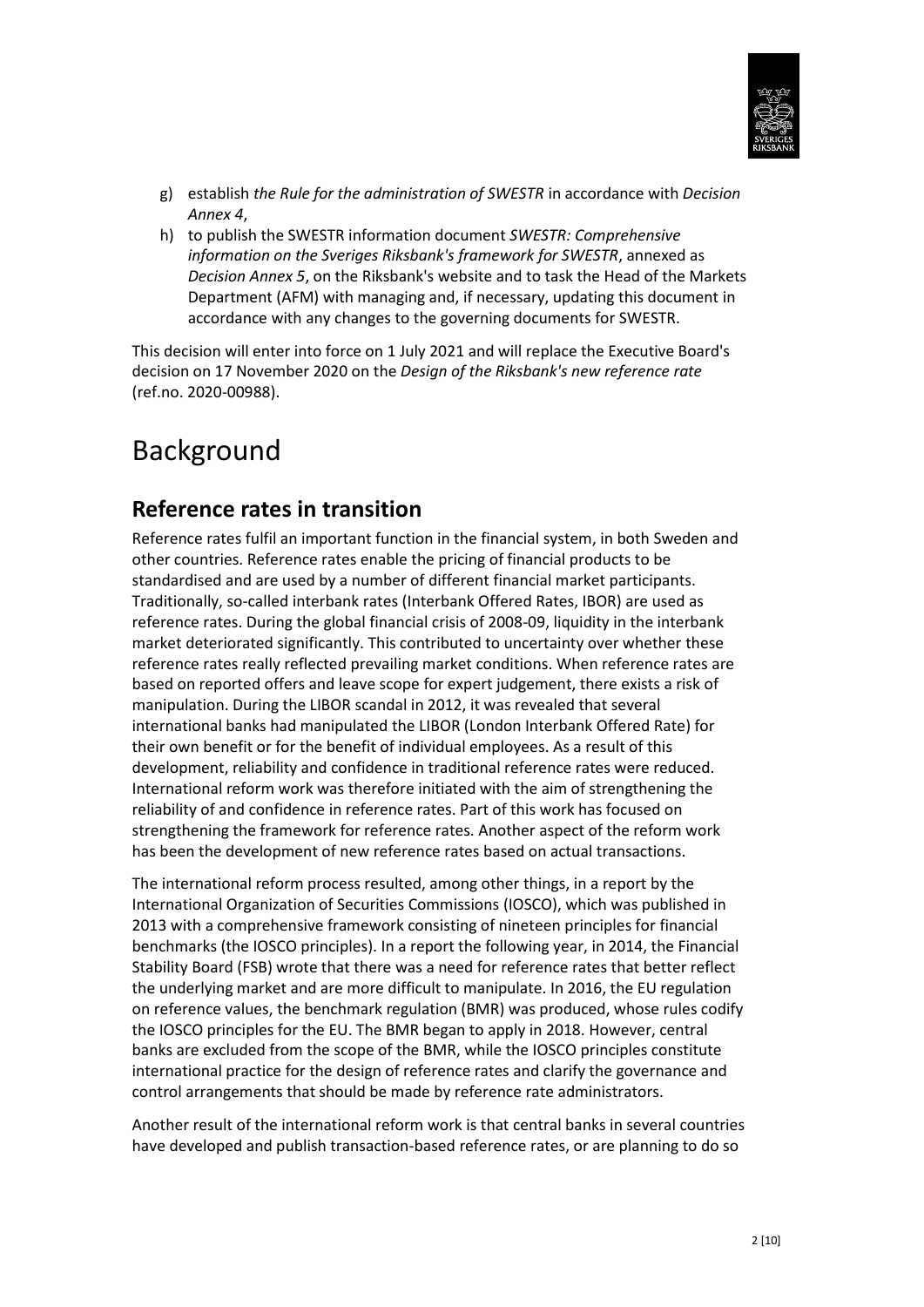g) establish *the Rule for the administration of SWESTR* in accordance with *Decision Annex 4*,

h) to publish the SWESTR information document *SWESTR: Comprehensive information on the Sveriges Riksbank's framework for SWESTR*, annexed as *Decision Annex 5*, on the Riksbank's website and to task the Head of the Markets Department (AFM) with managing and, if necessary, updating this document in accordance with any changes to the governing documents for SWESTR.

This decision will enter into force on 1 July 2021 and will replace the Executive Board's decision on 17 November 2020 on the *Design of the Riksbank's new reference rate* (ref.no. 2020-00988).

# Background

## Reference rates in transition

Reference rates fulfil an important function in the financial system, in both Sweden and other countries. Reference rates enable the pricing of financial products to be standardised and are used by a number of different financial market participants. Traditionally, so-called interbank rates (Interbank Offered Rates, IBOR) are used as reference rates. During the global financial crisis of 2008-09, liquidity in the interbank market deteriorated significantly. This contributed to uncertainty over whether these reference rates really reflected prevailing market conditions. When reference rates are based on reported offers and leave scope for expert judgement, there exists a risk of manipulation. During the LIBOR scandal in 2012, it was revealed that several international banks had manipulated the LIBOR (London Interbank Offered Rate) for their own benefit or for the benefit of individual employees. As a result of this development, reliability and confidence in traditional reference rates were reduced. International reform work was therefore initiated with the aim of strengthening the reliability of and confidence in reference rates. Part of this work has focused on strengthening the framework for reference rates. Another aspect of the reform work has been the development of new reference rates based on actual transactions.

The international reform process resulted, among other things, in a report by the International Organization of Securities Commissions (IOSCO), which was published in 2013 with a comprehensive framework consisting of nineteen principles for financial benchmarks (the IOSCO principles). In a report the following year, in 2014, the Financial Stability Board (FSB) wrote that there was a need for reference rates that better reflect the underlying market and are more difficult to manipulate. In 2016, the EU regulation on reference values, the benchmark regulation (BMR) was produced, whose rules codify the IOSCO principles for the EU. The BMR began to apply in 2018. However, central banks are excluded from the scope of the BMR, while the IOSCO principles constitute international practice for the design of reference rates and clarify the governance and control arrangements that should be made by reference rate administrators.

Another result of the international reform work is that central banks in several countries have developed and publish transaction-based reference rates, or are planning to do so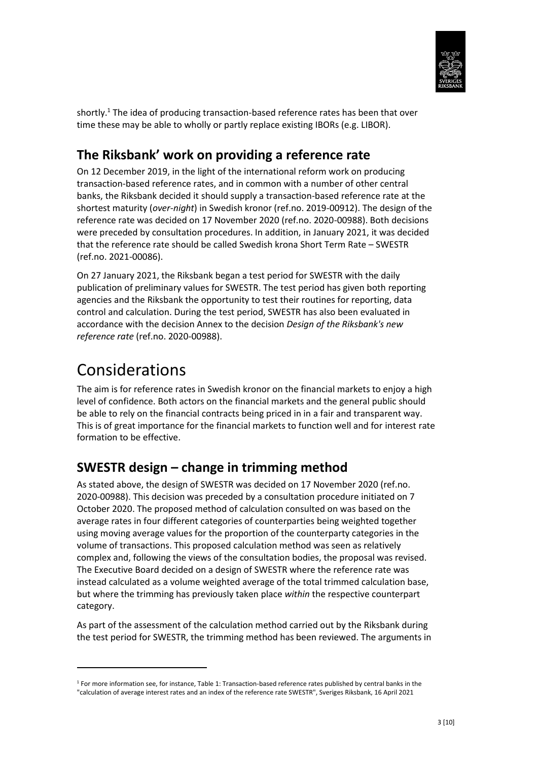shortly.[1] The idea of producing transaction-based reference rates has been that over time these may be able to wholly or partly replace existing IBORs (e.g. LIBOR).

## The Riksbank' work on providing a reference rate

On 12 December 2019, in the light of the international reform work on producing transaction-based reference rates, and in common with a number of other central banks, the Riksbank decided it should supply a transaction-based reference rate at the shortest maturity (*over-night*) in Swedish kronor (ref.no. 2019-00912). The design of the reference rate was decided on 17 November 2020 (ref.no. 2020-00988). Both decisions were preceded by consultation procedures. In addition, in January 2021, it was decided that the reference rate should be called Swedish krona Short Term Rate – SWESTR (ref.no. 2021-00086).

On 27 January 2021, the Riksbank began a test period for SWESTR with the daily publication of preliminary values for SWESTR. The test period has given both reporting agencies and the Riksbank the opportunity to test their routines for reporting, data control and calculation. During the test period, SWESTR has also been evaluated in accordance with the decision Annex to the decision *Design of the Riksbank's new reference rate* (ref.no. 2020-00988).

# Considerations

The aim is for reference rates in Swedish kronor on the financial markets to enjoy a high level of confidence. Both actors on the financial markets and the general public should be able to rely on the financial contracts being priced in in a fair and transparent way. This is of great importance for the financial markets to function well and for interest rate formation to be effective.

## SWESTR design – change in trimming method

As stated above, the design of SWESTR was decided on 17 November 2020 (ref.no. 2020-00988). This decision was preceded by a consultation procedure initiated on 7 October 2020. The proposed method of calculation consulted on was based on the average rates in four different categories of counterparties being weighted together using moving average values for the proportion of the counterparty categories in the volume of transactions. This proposed calculation method was seen as relatively complex and, following the views of the consultation bodies, the proposal was revised. The Executive Board decided on a design of SWESTR where the reference rate was instead calculated as a volume weighted average of the total trimmed calculation base, but where the trimming has previously taken place *within* the respective counterpart category.

As part of the assessment of the calculation method carried out by the Riksbank during the test period for SWESTR, the trimming method has been reviewed. The arguments in

---

[1] For more information see, for instance, Table 1: Transaction-based reference rates published by central banks in the "calculation of average interest rates and an index of the reference rate SWESTR", Sveriges Riksbank, 16 April 2021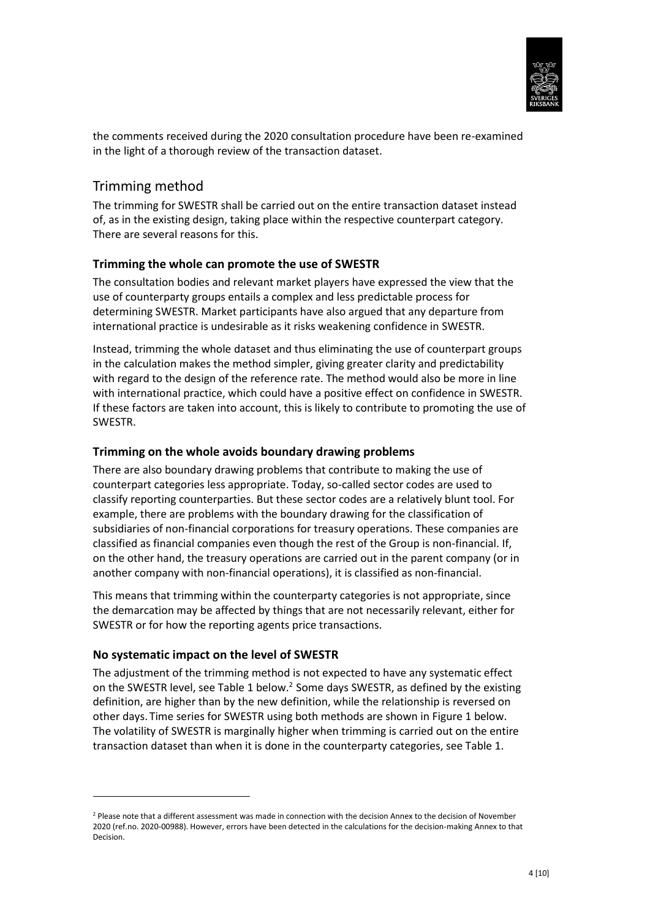the comments received during the 2020 consultation procedure have been re-examined in the light of a thorough review of the transaction dataset.

## Trimming method

The trimming for SWESTR shall be carried out on the entire transaction dataset instead of, as in the existing design, taking place within the respective counterpart category. There are several reasons for this.

### Trimming the whole can promote the use of SWESTR

The consultation bodies and relevant market players have expressed the view that the use of counterparty groups entails a complex and less predictable process for determining SWESTR. Market participants have also argued that any departure from international practice is undesirable as it risks weakening confidence in SWESTR.

Instead, trimming the whole dataset and thus eliminating the use of counterpart groups in the calculation makes the method simpler, giving greater clarity and predictability with regard to the design of the reference rate. The method would also be more in line with international practice, which could have a positive effect on confidence in SWESTR. If these factors are taken into account, this is likely to contribute to promoting the use of SWESTR.

### Trimming on the whole avoids boundary drawing problems

There are also boundary drawing problems that contribute to making the use of counterpart categories less appropriate. Today, so-called sector codes are used to classify reporting counterparties. But these sector codes are a relatively blunt tool. For example, there are problems with the boundary drawing for the classification of subsidiaries of non-financial corporations for treasury operations. These companies are classified as financial companies even though the rest of the Group is non-financial. If, on the other hand, the treasury operations are carried out in the parent company (or in another company with non-financial operations), it is classified as non-financial.

This means that trimming within the counterparty categories is not appropriate, since the demarcation may be affected by things that are not necessarily relevant, either for SWESTR or for how the reporting agents price transactions.

### No systematic impact on the level of SWESTR

The adjustment of the trimming method is not expected to have any systematic effect on the SWESTR level, see Table 1 below.[2] Some days SWESTR, as defined by the existing definition, are higher than by the new definition, while the relationship is reversed on other days. Time series for SWESTR using both methods are shown in Figure 1 below. The volatility of SWESTR is marginally higher when trimming is carried out on the entire transaction dataset than when it is done in the counterparty categories, see Table 1.

[2] Please note that a different assessment was made in connection with the decision Annex to the decision of November 2020 (ref.no. 2020-00988). However, errors have been detected in the calculations for the decision-making Annex to that Decision.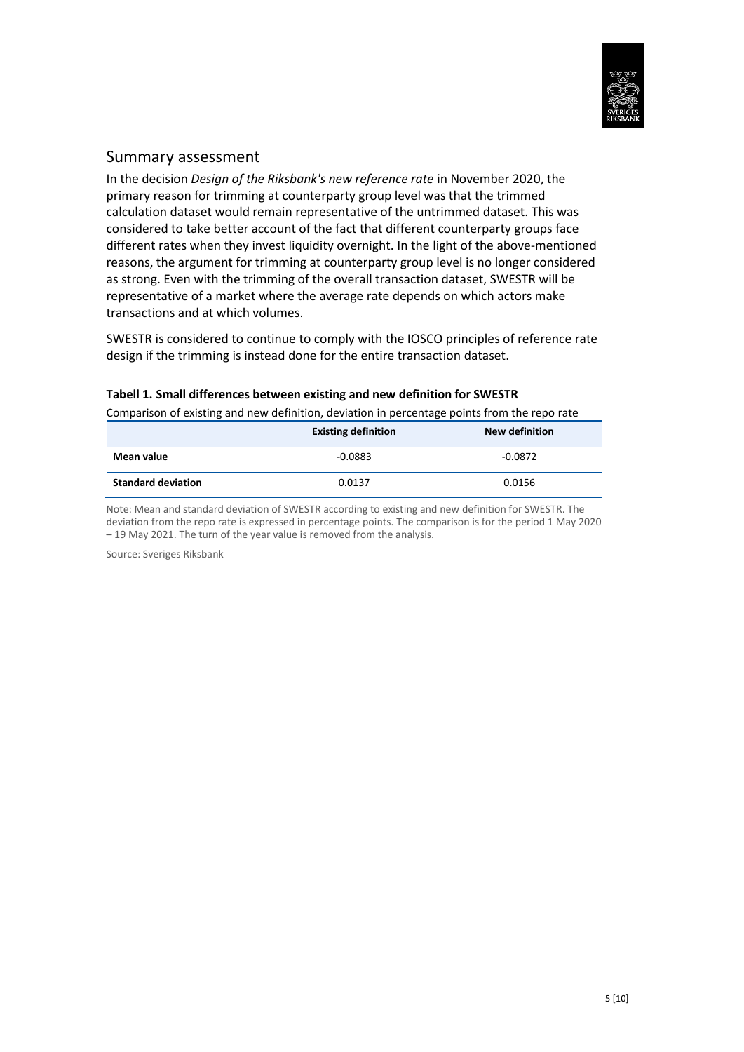## Summary assessment

In the decision *Design of the Riksbank's new reference rate* in November 2020, the primary reason for trimming at counterparty group level was that the trimmed calculation dataset would remain representative of the untrimmed dataset. This was considered to take better account of the fact that different counterparty groups face different rates when they invest liquidity overnight. In the light of the above-mentioned reasons, the argument for trimming at counterparty group level is no longer considered as strong. Even with the trimming of the overall transaction dataset, SWESTR will be representative of a market where the average rate depends on which actors make transactions and at which volumes.

SWESTR is considered to continue to comply with the IOSCO principles of reference rate design if the trimming is instead done for the entire transaction dataset.

**Tabell 1. Small differences between existing and new definition for SWESTR**

Comparison of existing and new definition, deviation in percentage points from the repo rate

| | Existing definition | New definition |
|---|---|---|
| **Mean value** | -0.0883 | -0.0872 |
| **Standard deviation** | 0.0137 | 0.0156 |

Note: Mean and standard deviation of SWESTR according to existing and new definition for SWESTR. The deviation from the repo rate is expressed in percentage points. The comparison is for the period 1 May 2020 – 19 May 2021. The turn of the year value is removed from the analysis.

Source: Sveriges Riksbank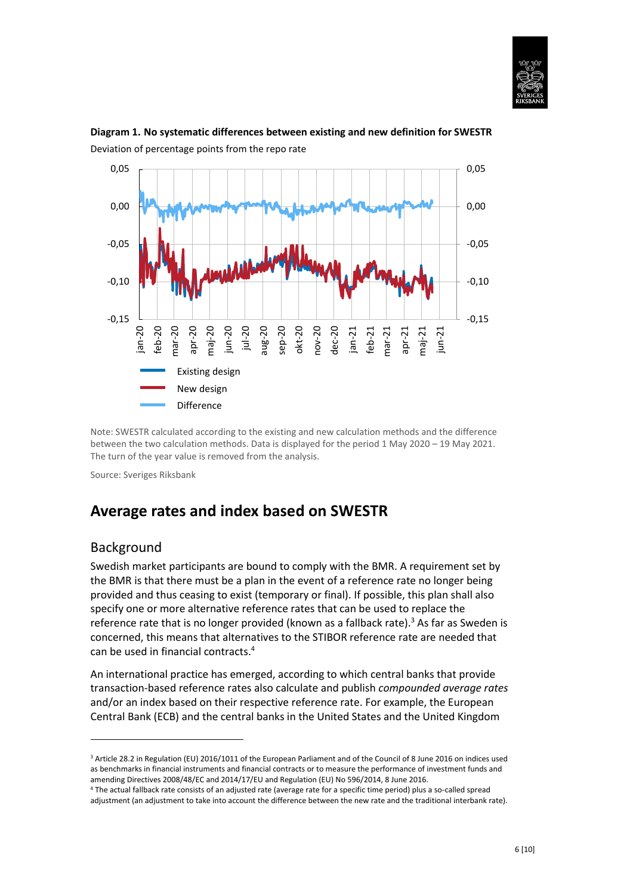**Diagram 1. No systematic differences between existing and new definition for SWESTR**

Deviation of percentage points from the repo rate

Note: SWESTR calculated according to the existing and new calculation methods and the difference between the two calculation methods. Data is displayed for the period 1 May 2020 – 19 May 2021. The turn of the year value is removed from the analysis.

Source: Sveriges Riksbank

# Average rates and index based on SWESTR

## Background

Swedish market participants are bound to comply with the BMR. A requirement set by the BMR is that there must be a plan in the event of a reference rate no longer being provided and thus ceasing to exist (temporary or final). If possible, this plan shall also specify one or more alternative reference rates that can be used to replace the reference rate that is no longer provided (known as a fallback rate).[3] As far as Sweden is concerned, this means that alternatives to the STIBOR reference rate are needed that can be used in financial contracts.[4]

An international practice has emerged, according to which central banks that provide transaction-based reference rates also calculate and publish *compounded average rates* and/or an index based on their respective reference rate. For example, the European Central Bank (ECB) and the central banks in the United States and the United Kingdom

[3] Article 28.2 in Regulation (EU) 2016/1011 of the European Parliament and of the Council of 8 June 2016 on indices used as benchmarks in financial instruments and financial contracts or to measure the performance of investment funds and amending Directives 2008/48/EC and 2014/17/EU and Regulation (EU) No 596/2014, 8 June 2016.

[4] The actual fallback rate consists of an adjusted rate (average rate for a specific time period) plus a so-called spread adjustment (an adjustment to take into account the difference between the new rate and the traditional interbank rate).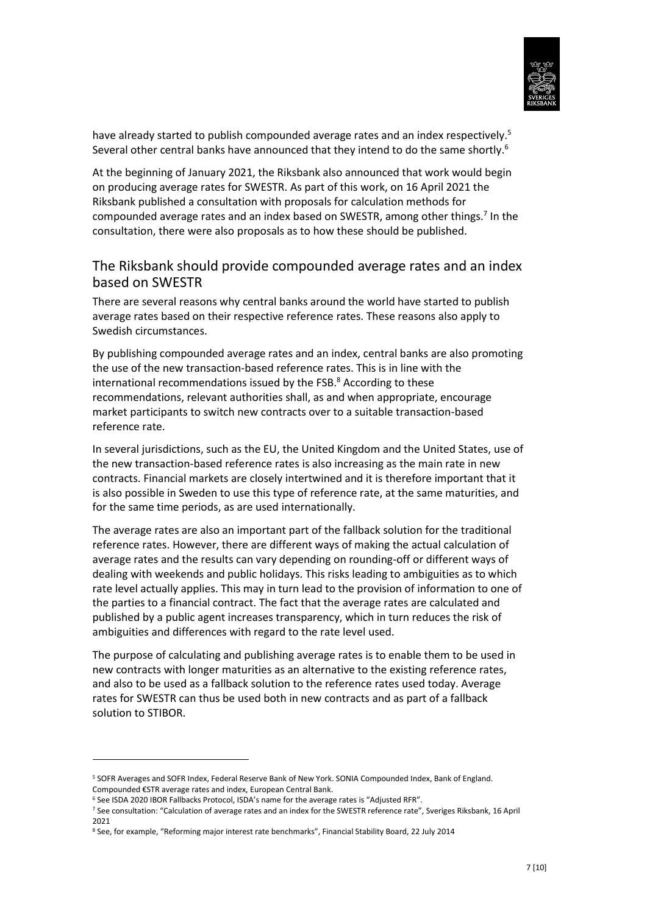have already started to publish compounded average rates and an index respectively.[5] Several other central banks have announced that they intend to do the same shortly.[6]

At the beginning of January 2021, the Riksbank also announced that work would begin on producing average rates for SWESTR. As part of this work, on 16 April 2021 the Riksbank published a consultation with proposals for calculation methods for compounded average rates and an index based on SWESTR, among other things.[7] In the consultation, there were also proposals as to how these should be published.

## The Riksbank should provide compounded average rates and an index based on SWESTR

There are several reasons why central banks around the world have started to publish average rates based on their respective reference rates. These reasons also apply to Swedish circumstances.

By publishing compounded average rates and an index, central banks are also promoting the use of the new transaction-based reference rates. This is in line with the international recommendations issued by the FSB.[8] According to these recommendations, relevant authorities shall, as and when appropriate, encourage market participants to switch new contracts over to a suitable transaction-based reference rate.

In several jurisdictions, such as the EU, the United Kingdom and the United States, use of the new transaction-based reference rates is also increasing as the main rate in new contracts. Financial markets are closely intertwined and it is therefore important that it is also possible in Sweden to use this type of reference rate, at the same maturities, and for the same time periods, as are used internationally.

The average rates are also an important part of the fallback solution for the traditional reference rates. However, there are different ways of making the actual calculation of average rates and the results can vary depending on rounding-off or different ways of dealing with weekends and public holidays. This risks leading to ambiguities as to which rate level actually applies. This may in turn lead to the provision of information to one of the parties to a financial contract. The fact that the average rates are calculated and published by a public agent increases transparency, which in turn reduces the risk of ambiguities and differences with regard to the rate level used.

The purpose of calculating and publishing average rates is to enable them to be used in new contracts with longer maturities as an alternative to the existing reference rates, and also to be used as a fallback solution to the reference rates used today. Average rates for SWESTR can thus be used both in new contracts and as part of a fallback solution to STIBOR.

---

[5] SOFR Averages and SOFR Index, Federal Reserve Bank of New York. SONIA Compounded Index, Bank of England. Compounded €STR average rates and index, European Central Bank.

[6] See ISDA 2020 IBOR Fallbacks Protocol, ISDA's name for the average rates is "Adjusted RFR".

[7] See consultation: "Calculation of average rates and an index for the SWESTR reference rate", Sveriges Riksbank, 16 April 2021

[8] See, for example, "Reforming major interest rate benchmarks", Financial Stability Board, 22 July 2014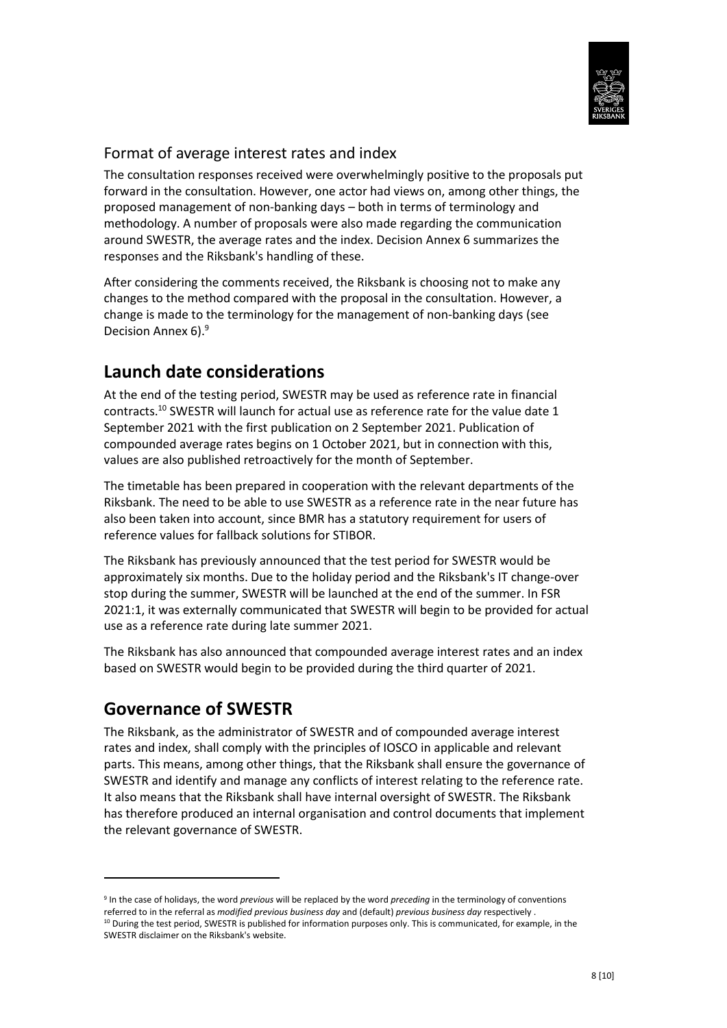## Format of average interest rates and index

The consultation responses received were overwhelmingly positive to the proposals put forward in the consultation. However, one actor had views on, among other things, the proposed management of non-banking days – both in terms of terminology and methodology. A number of proposals were also made regarding the communication around SWESTR, the average rates and the index. Decision Annex 6 summarizes the responses and the Riksbank's handling of these.

After considering the comments received, the Riksbank is choosing not to make any changes to the method compared with the proposal in the consultation. However, a change is made to the terminology for the management of non-banking days (see Decision Annex 6).[9]

# Launch date considerations

At the end of the testing period, SWESTR may be used as reference rate in financial contracts.[10] SWESTR will launch for actual use as reference rate for the value date 1 September 2021 with the first publication on 2 September 2021. Publication of compounded average rates begins on 1 October 2021, but in connection with this, values are also published retroactively for the month of September.

The timetable has been prepared in cooperation with the relevant departments of the Riksbank. The need to be able to use SWESTR as a reference rate in the near future has also been taken into account, since BMR has a statutory requirement for users of reference values for fallback solutions for STIBOR.

The Riksbank has previously announced that the test period for SWESTR would be approximately six months. Due to the holiday period and the Riksbank's IT change-over stop during the summer, SWESTR will be launched at the end of the summer. In FSR 2021:1, it was externally communicated that SWESTR will begin to be provided for actual use as a reference rate during late summer 2021.

The Riksbank has also announced that compounded average interest rates and an index based on SWESTR would begin to be provided during the third quarter of 2021.

# Governance of SWESTR

The Riksbank, as the administrator of SWESTR and of compounded average interest rates and index, shall comply with the principles of IOSCO in applicable and relevant parts. This means, among other things, that the Riksbank shall ensure the governance of SWESTR and identify and manage any conflicts of interest relating to the reference rate. It also means that the Riksbank shall have internal oversight of SWESTR. The Riksbank has therefore produced an internal organisation and control documents that implement the relevant governance of SWESTR.

---

[9] In the case of holidays, the word *previous* will be replaced by the word *preceding* in the terminology of conventions referred to in the referral as *modified previous business day* and (default) *previous business day* respectively .

[10] During the test period, SWESTR is published for information purposes only. This is communicated, for example, in the SWESTR disclaimer on the Riksbank's website.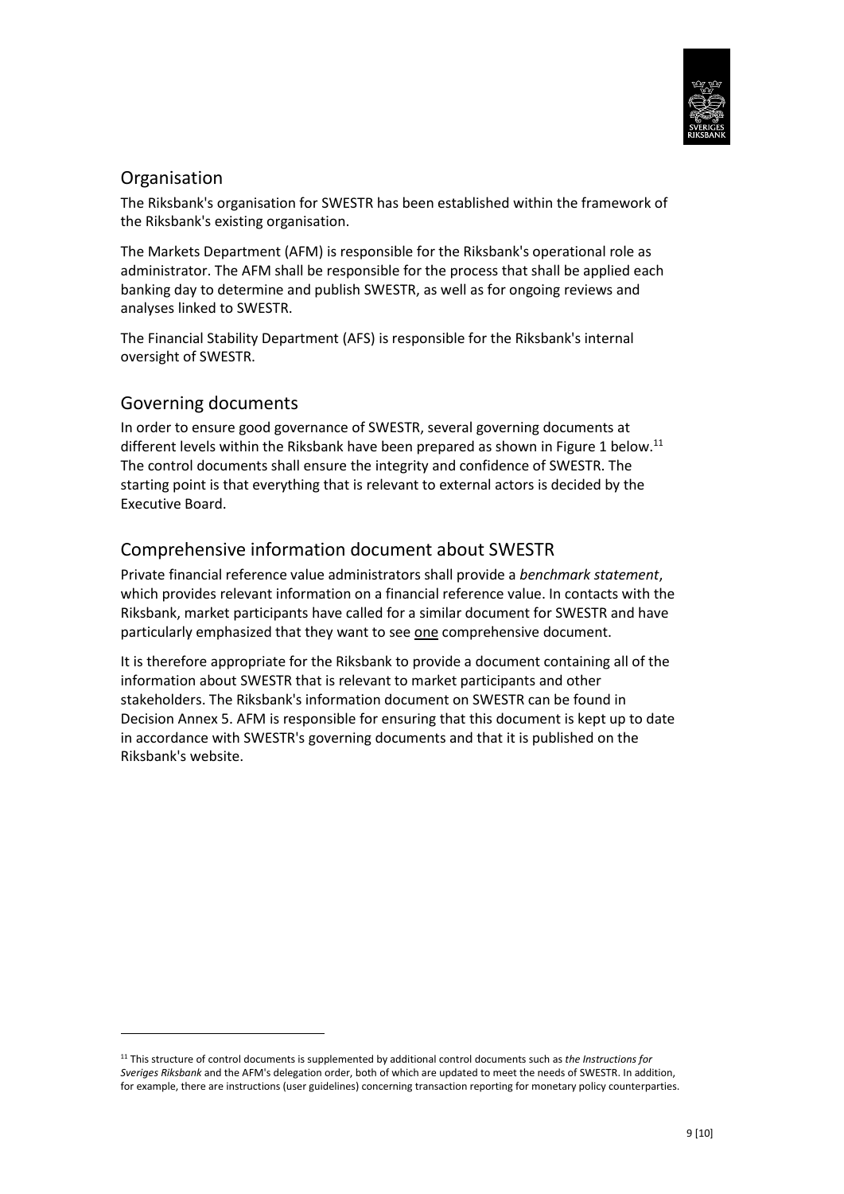## Organisation

The Riksbank's organisation for SWESTR has been established within the framework of the Riksbank's existing organisation.

The Markets Department (AFM) is responsible for the Riksbank's operational role as administrator. The AFM shall be responsible for the process that shall be applied each banking day to determine and publish SWESTR, as well as for ongoing reviews and analyses linked to SWESTR.

The Financial Stability Department (AFS) is responsible for the Riksbank's internal oversight of SWESTR.

## Governing documents

In order to ensure good governance of SWESTR, several governing documents at different levels within the Riksbank have been prepared as shown in Figure 1 below.[11] The control documents shall ensure the integrity and confidence of SWESTR. The starting point is that everything that is relevant to external actors is decided by the Executive Board.

## Comprehensive information document about SWESTR

Private financial reference value administrators shall provide a *benchmark statement*, which provides relevant information on a financial reference value. In contacts with the Riksbank, market participants have called for a similar document for SWESTR and have particularly emphasized that they want to see one comprehensive document.

It is therefore appropriate for the Riksbank to provide a document containing all of the information about SWESTR that is relevant to market participants and other stakeholders. The Riksbank's information document on SWESTR can be found in Decision Annex 5. AFM is responsible for ensuring that this document is kept up to date in accordance with SWESTR's governing documents and that it is published on the Riksbank's website.

[11] This structure of control documents is supplemented by additional control documents such as *the Instructions for Sveriges Riksbank* and the AFM's delegation order, both of which are updated to meet the needs of SWESTR. In addition, for example, there are instructions (user guidelines) concerning transaction reporting for monetary policy counterparties.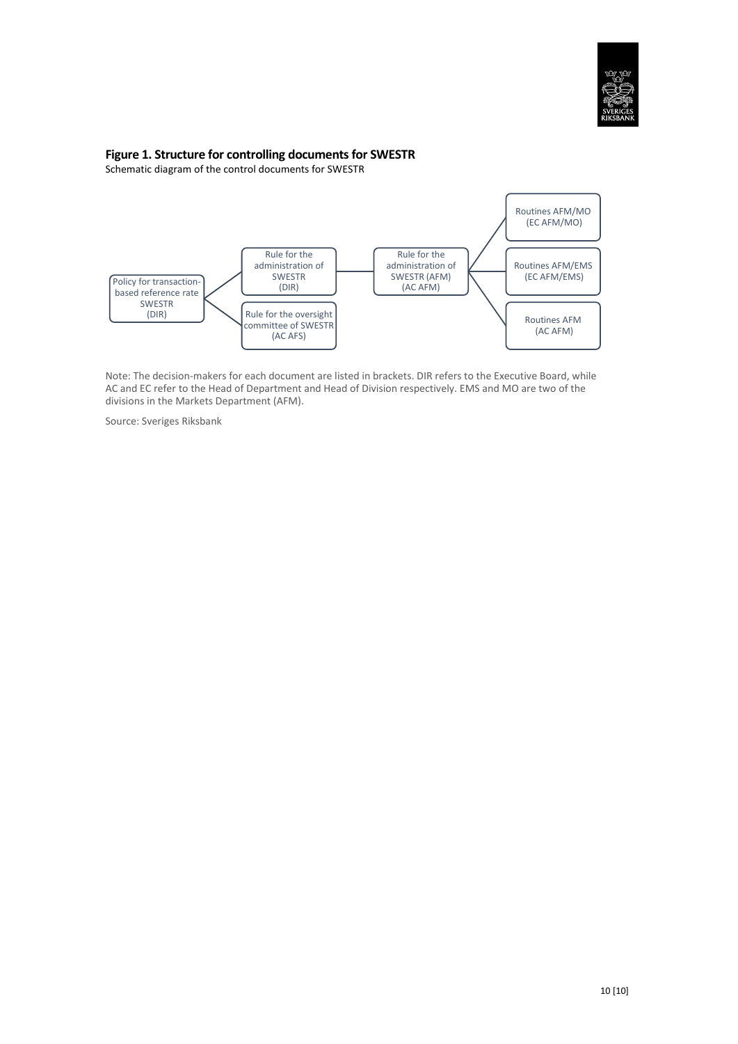**Figure 1. Structure for controlling documents for SWESTR**

Schematic diagram of the control documents for SWESTR

Policy for transaction-based reference rate SWESTR
(DIR)

Rule for the administration of SWESTR
(DIR)

Rule for the oversight committee of SWESTR
(AC AFS)

Rule for the administration of SWESTR (AFM)
(AC AFM)

Routines AFM/MO
(EC AFM/MO)

Routines AFM/EMS
(EC AFM/EMS)

Routines AFM
(AC AFM)

Note: The decision-makers for each document are listed in brackets. DIR refers to the Executive Board, while AC and EC refer to the Head of Department and Head of Division respectively. EMS and MO are two of the divisions in the Markets Department (AFM).

Source: Sveriges Riksbank